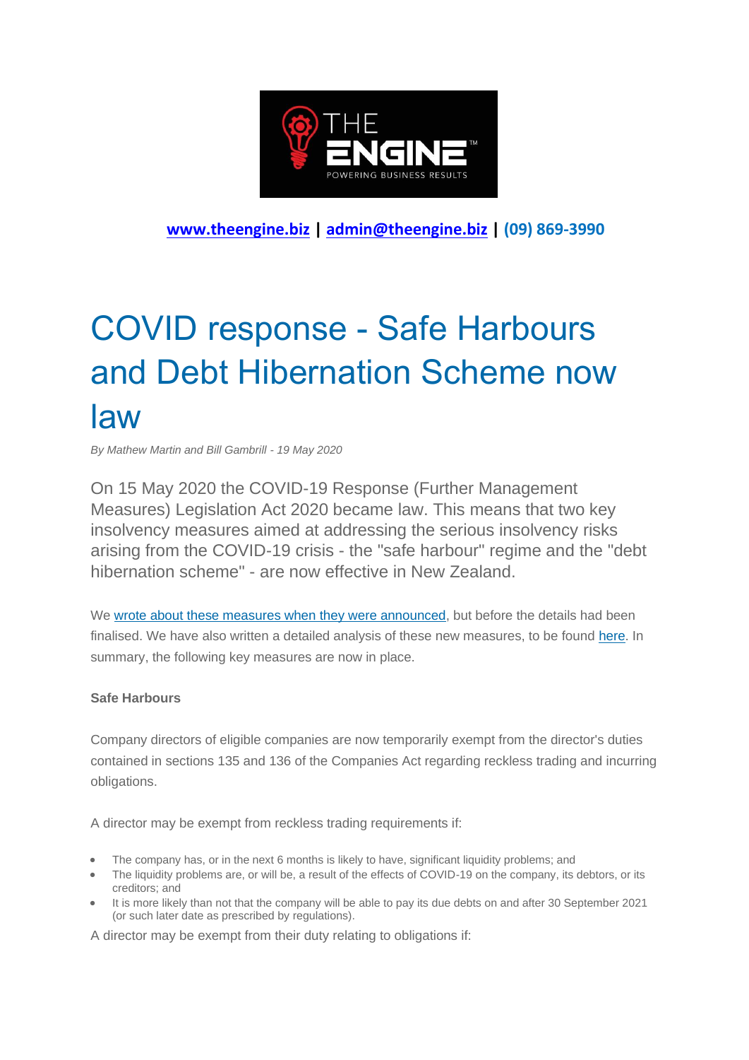**www.theengine.biz | admin@theengine.biz | (09) 869-3990**

# COVID response - Safe Harbours and Debt Hibernation Scheme now law

*By Mathew Martin and Bill Gambrill - 19 May 2020*

On 15 May 2020 the COVID-19 Response (Further Management Measures) Legislation Act 2020 became law. This means that two key insolvency measures aimed at addressing the serious insolvency risks arising from the COVID-19 crisis - the "safe harbour" regime and the "debt hibernation scheme" - are now effective in New Zealand.

We wrote about these measures when they were announced, but before the details had been finalised. We have also written a detailed analysis of these new measures, to be found here. In summary, the following key measures are now in place.

**Safe Harbours**

Company directors of eligible companies are now temporarily exempt from the director's duties contained in sections 135 and 136 of the Companies Act regarding reckless trading and incurring obligations.

A director may be exempt from reckless trading requirements if:

- The company has, or in the next 6 months is likely to have, significant liquidity problems; and
- The liquidity problems are, or will be, a result of the effects of COVID-19 on the company, its debtors, or its creditors; and
- It is more likely than not that the company will be able to pay its due debts on and after 30 September 2021 (or such later date as prescribed by regulations).

A director may be exempt from their duty relating to obligations if: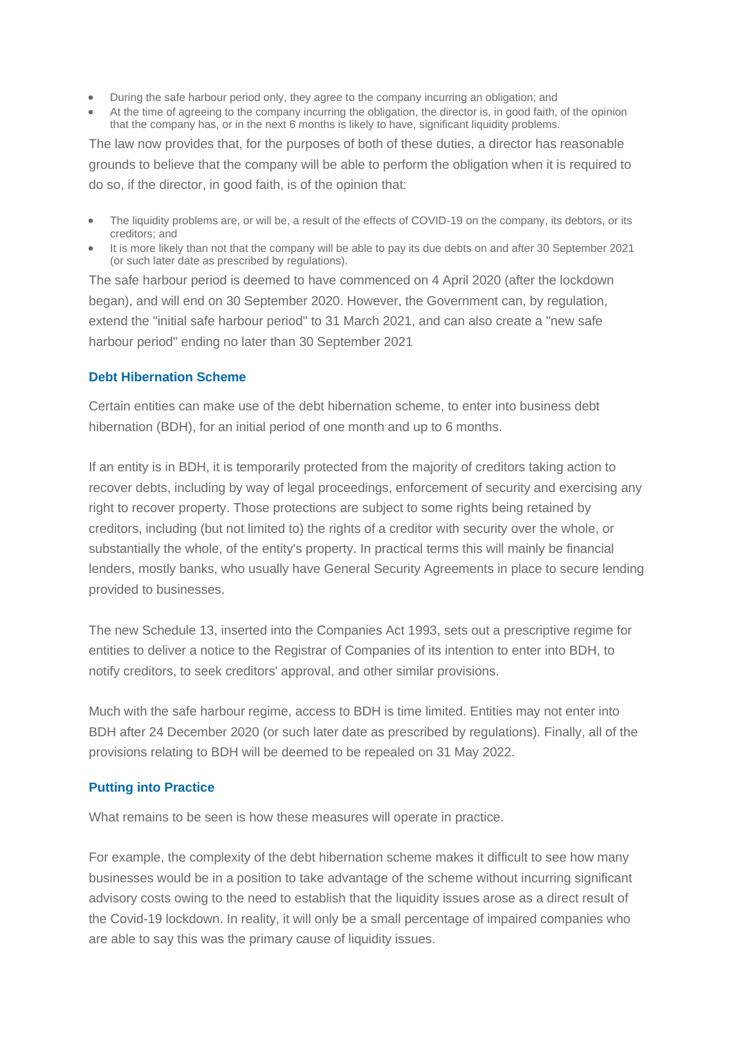- During the safe harbour period only, they agree to the company incurring an obligation; and
- At the time of agreeing to the company incurring the obligation, the director is, in good faith, of the opinion that the company has, or in the next 6 months is likely to have, significant liquidity problems.

The law now provides that, for the purposes of both of these duties, a director has reasonable grounds to believe that the company will be able to perform the obligation when it is required to do so, if the director, in good faith, is of the opinion that:

- The liquidity problems are, or will be, a result of the effects of COVID-19 on the company, its debtors, or its creditors; and
- It is more likely than not that the company will be able to pay its due debts on and after 30 September 2021 (or such later date as prescribed by regulations).

The safe harbour period is deemed to have commenced on 4 April 2020 (after the lockdown began), and will end on 30 September 2020. However, the Government can, by regulation, extend the "initial safe harbour period" to 31 March 2021, and can also create a "new safe harbour period" ending no later than 30 September 2021

### Debt Hibernation Scheme

Certain entities can make use of the debt hibernation scheme, to enter into business debt hibernation (BDH), for an initial period of one month and up to 6 months.

If an entity is in BDH, it is temporarily protected from the majority of creditors taking action to recover debts, including by way of legal proceedings, enforcement of security and exercising any right to recover property. Those protections are subject to some rights being retained by creditors, including (but not limited to) the rights of a creditor with security over the whole, or substantially the whole, of the entity's property. In practical terms this will mainly be financial lenders, mostly banks, who usually have General Security Agreements in place to secure lending provided to businesses.

The new Schedule 13, inserted into the Companies Act 1993, sets out a prescriptive regime for entities to deliver a notice to the Registrar of Companies of its intention to enter into BDH, to notify creditors, to seek creditors' approval, and other similar provisions.

Much with the safe harbour regime, access to BDH is time limited. Entities may not enter into BDH after 24 December 2020 (or such later date as prescribed by regulations). Finally, all of the provisions relating to BDH will be deemed to be repealed on 31 May 2022.

### Putting into Practice

What remains to be seen is how these measures will operate in practice.

For example, the complexity of the debt hibernation scheme makes it difficult to see how many businesses would be in a position to take advantage of the scheme without incurring significant advisory costs owing to the need to establish that the liquidity issues arose as a direct result of the Covid-19 lockdown. In reality, it will only be a small percentage of impaired companies who are able to say this was the primary cause of liquidity issues.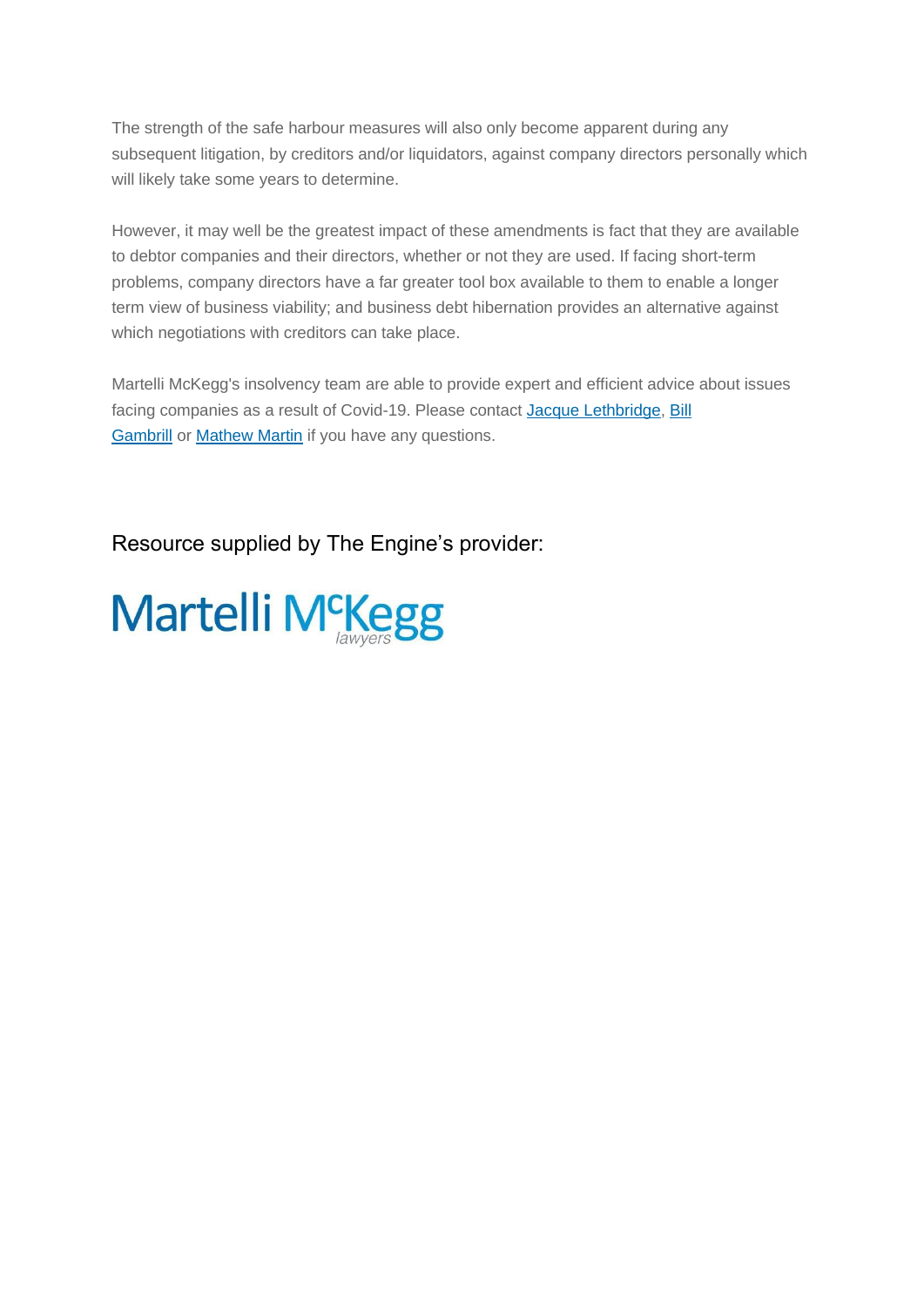The strength of the safe harbour measures will also only become apparent during any subsequent litigation, by creditors and/or liquidators, against company directors personally which will likely take some years to determine.

However, it may well be the greatest impact of these amendments is fact that they are available to debtor companies and their directors, whether or not they are used. If facing short-term problems, company directors have a far greater tool box available to them to enable a longer term view of business viability; and business debt hibernation provides an alternative against which negotiations with creditors can take place.

Martelli McKegg's insolvency team are able to provide expert and efficient advice about issues facing companies as a result of Covid-19. Please contact Jacque Lethbridge, Bill Gambrill or Mathew Martin if you have any questions.

Resource supplied by The Engine's provider:

Martelli McKegg lawyers